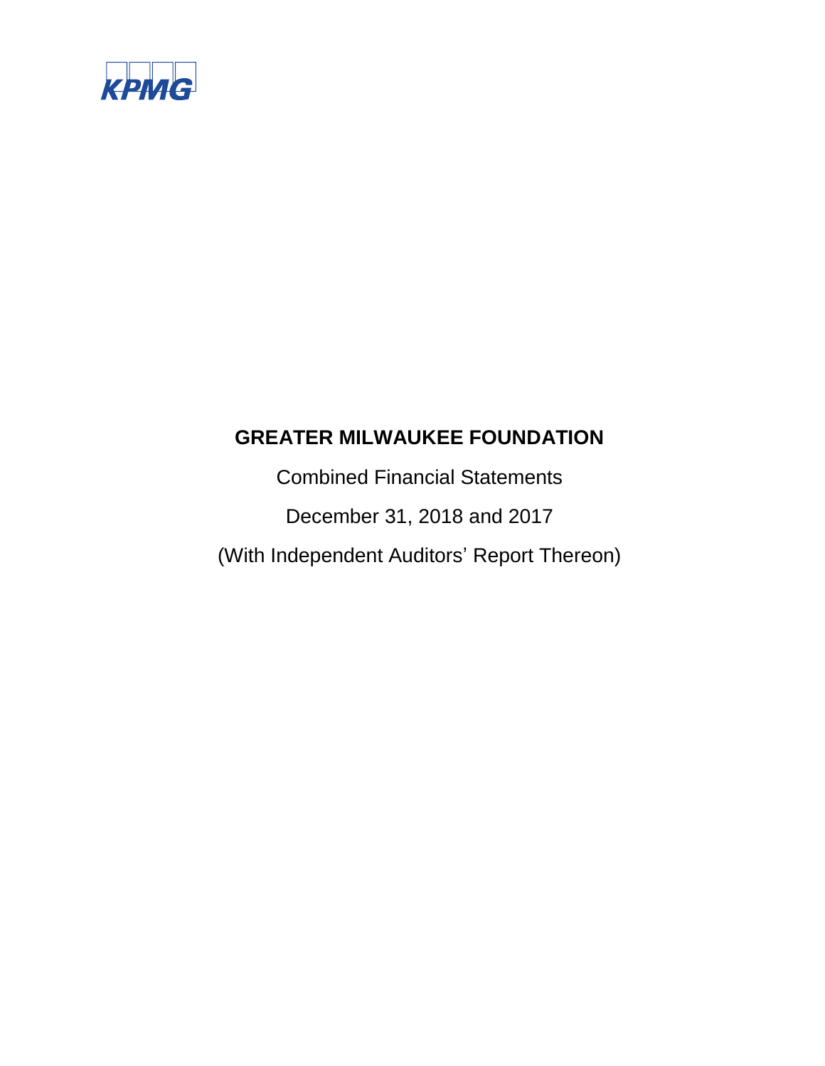KPMG

# GREATER MILWAUKEE FOUNDATION

Combined Financial Statements

December 31, 2018 and 2017

(With Independent Auditors' Report Thereon)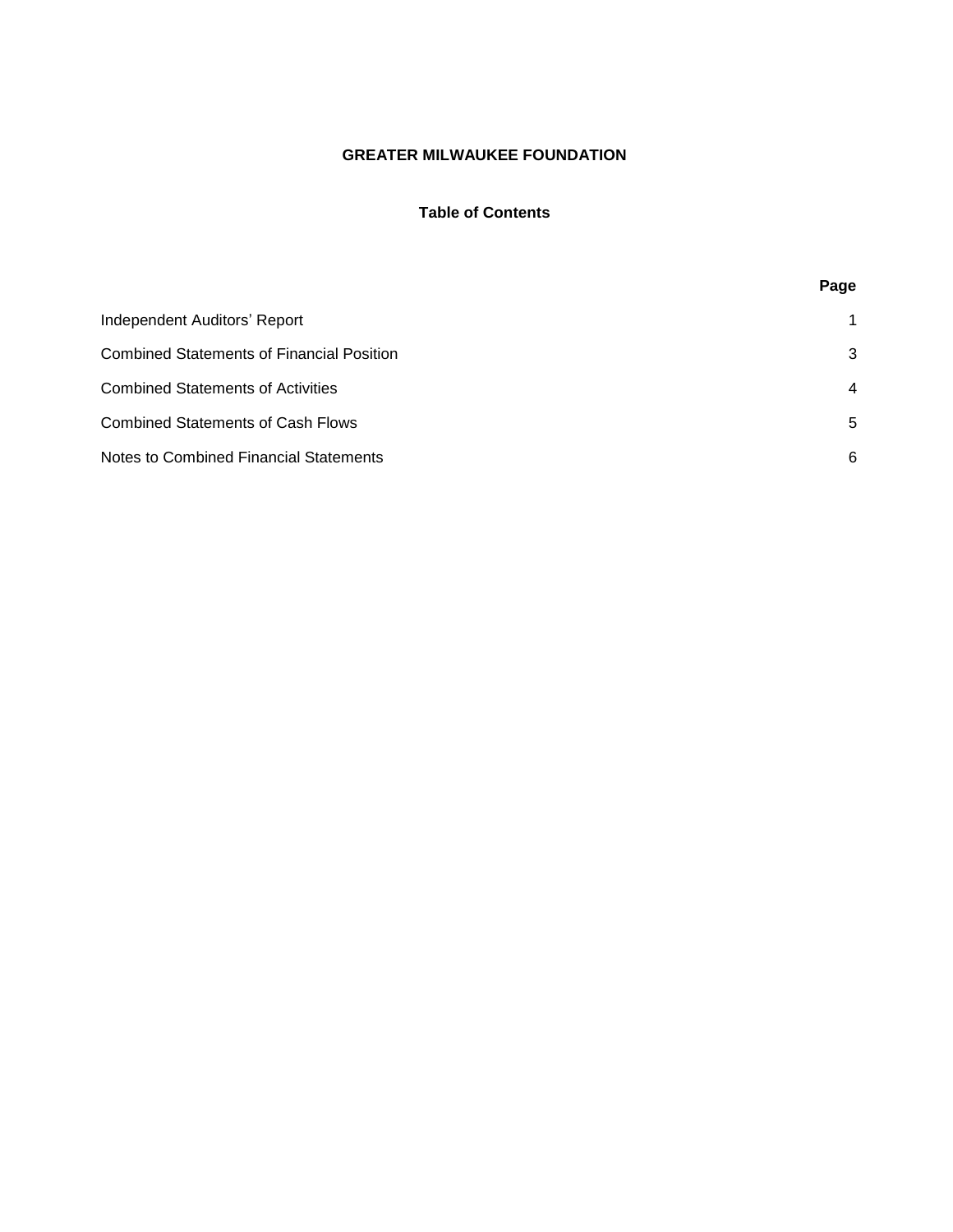# GREATER MILWAUKEE FOUNDATION

## Table of Contents

| | Page |
|---|---|
| Independent Auditors' Report | 1 |
| Combined Statements of Financial Position | 3 |
| Combined Statements of Activities | 4 |
| Combined Statements of Cash Flows | 5 |
| Notes to Combined Financial Statements | 6 |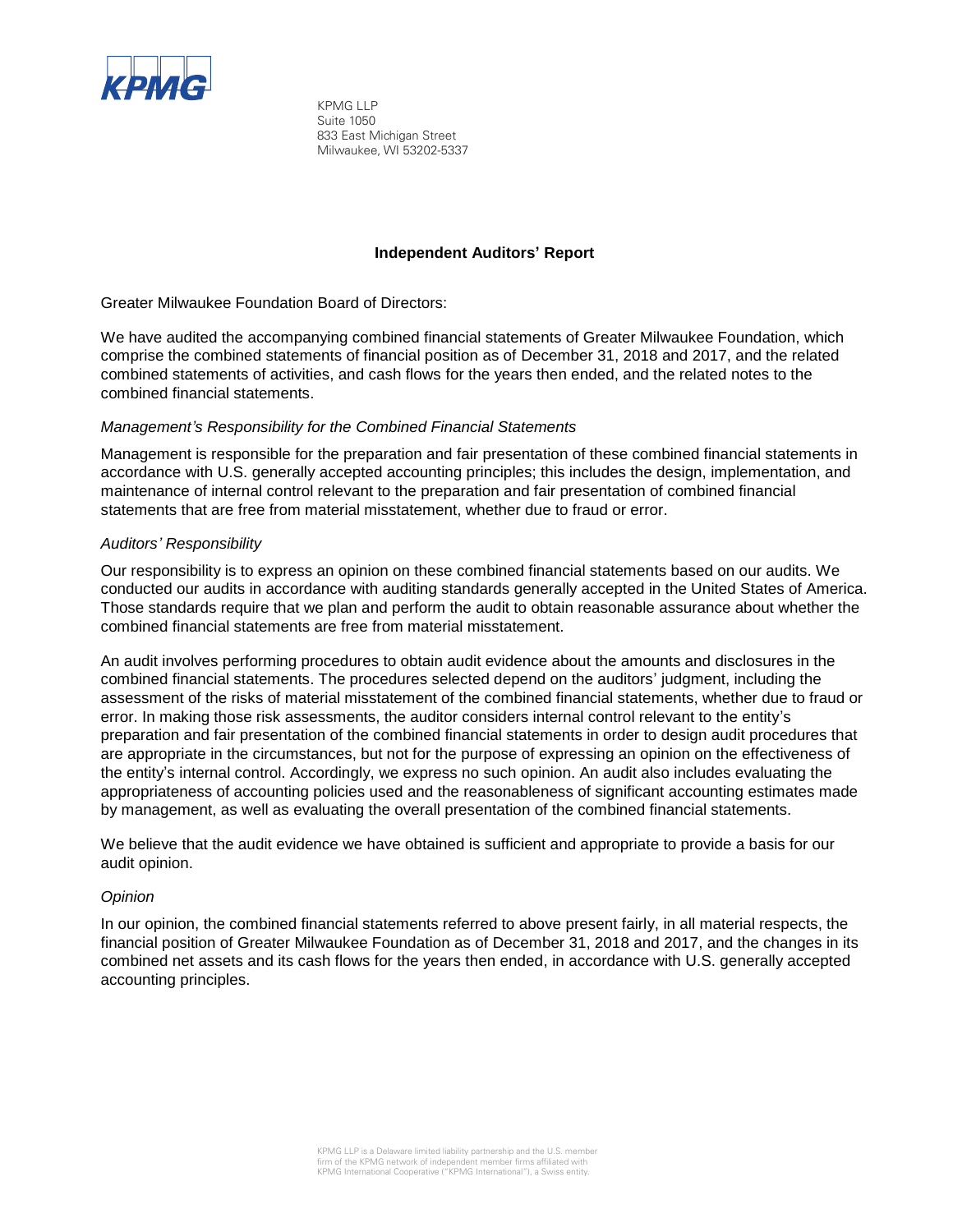KPMG LLP
Suite 1050
833 East Michigan Street
Milwaukee, WI 53202-5337

## Independent Auditors' Report

Greater Milwaukee Foundation Board of Directors:

We have audited the accompanying combined financial statements of Greater Milwaukee Foundation, which comprise the combined statements of financial position as of December 31, 2018 and 2017, and the related combined statements of activities, and cash flows for the years then ended, and the related notes to the combined financial statements.

*Management's Responsibility for the Combined Financial Statements*

Management is responsible for the preparation and fair presentation of these combined financial statements in accordance with U.S. generally accepted accounting principles; this includes the design, implementation, and maintenance of internal control relevant to the preparation and fair presentation of combined financial statements that are free from material misstatement, whether due to fraud or error.

*Auditors' Responsibility*

Our responsibility is to express an opinion on these combined financial statements based on our audits. We conducted our audits in accordance with auditing standards generally accepted in the United States of America. Those standards require that we plan and perform the audit to obtain reasonable assurance about whether the combined financial statements are free from material misstatement.

An audit involves performing procedures to obtain audit evidence about the amounts and disclosures in the combined financial statements. The procedures selected depend on the auditors' judgment, including the assessment of the risks of material misstatement of the combined financial statements, whether due to fraud or error. In making those risk assessments, the auditor considers internal control relevant to the entity's preparation and fair presentation of the combined financial statements in order to design audit procedures that are appropriate in the circumstances, but not for the purpose of expressing an opinion on the effectiveness of the entity's internal control. Accordingly, we express no such opinion. An audit also includes evaluating the appropriateness of accounting policies used and the reasonableness of significant accounting estimates made by management, as well as evaluating the overall presentation of the combined financial statements.

We believe that the audit evidence we have obtained is sufficient and appropriate to provide a basis for our audit opinion.

*Opinion*

In our opinion, the combined financial statements referred to above present fairly, in all material respects, the financial position of Greater Milwaukee Foundation as of December 31, 2018 and 2017, and the changes in its combined net assets and its cash flows for the years then ended, in accordance with U.S. generally accepted accounting principles.

KPMG LLP is a Delaware limited liability partnership and the U.S. member firm of the KPMG network of independent member firms affiliated with KPMG International Cooperative ("KPMG International"), a Swiss entity.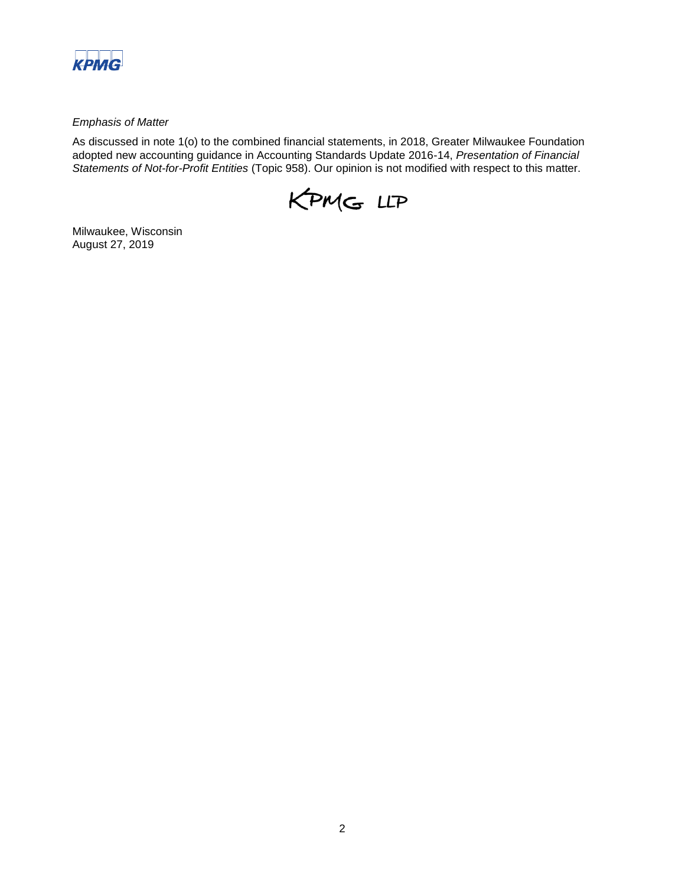*Emphasis of Matter*

As discussed in note 1(o) to the combined financial statements, in 2018, Greater Milwaukee Foundation adopted new accounting guidance in Accounting Standards Update 2016-14, *Presentation of Financial Statements of Not-for-Profit Entities* (Topic 958). Our opinion is not modified with respect to this matter.

KPMG LLP

Milwaukee, Wisconsin
August 27, 2019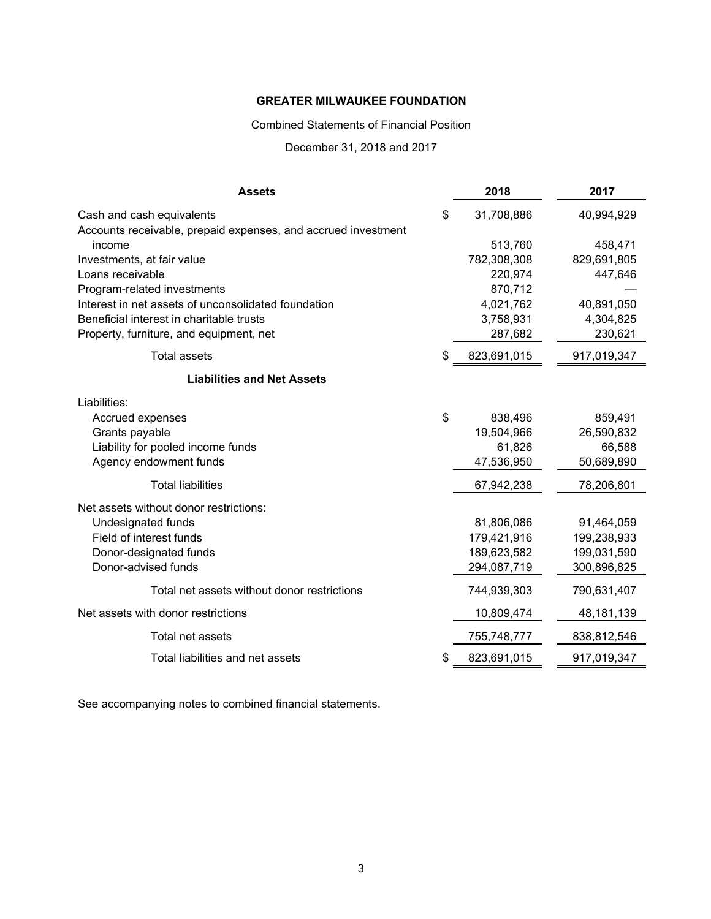# GREATER MILWAUKEE FOUNDATION

Combined Statements of Financial Position

December 31, 2018 and 2017

| **Assets** | **2018** | **2017** |
|---|---|---|
| Cash and cash equivalents | $ 31,708,886 | 40,994,929 |
| Accounts receivable, prepaid expenses, and accrued investment income | 513,760 | 458,471 |
| Investments, at fair value | 782,308,308 | 829,691,805 |
| Loans receivable | 220,974 | 447,646 |
| Program-related investments | 870,712 | — |
| Interest in net assets of unconsolidated foundation | 4,021,762 | 40,891,050 |
| Beneficial interest in charitable trusts | 3,758,931 | 4,304,825 |
| Property, furniture, and equipment, net | 287,682 | 230,621 |
| Total assets | $ 823,691,015 | 917,019,347 |
| **Liabilities and Net Assets** | | |
| Liabilities: | | |
| Accrued expenses | $ 838,496 | 859,491 |
| Grants payable | 19,504,966 | 26,590,832 |
| Liability for pooled income funds | 61,826 | 66,588 |
| Agency endowment funds | 47,536,950 | 50,689,890 |
| Total liabilities | 67,942,238 | 78,206,801 |
| Net assets without donor restrictions: | | |
| Undesignated funds | 81,806,086 | 91,464,059 |
| Field of interest funds | 179,421,916 | 199,238,933 |
| Donor-designated funds | 189,623,582 | 199,031,590 |
| Donor-advised funds | 294,087,719 | 300,896,825 |
| Total net assets without donor restrictions | 744,939,303 | 790,631,407 |
| Net assets with donor restrictions | 10,809,474 | 48,181,139 |
| Total net assets | 755,748,777 | 838,812,546 |
| Total liabilities and net assets | $ 823,691,015 | 917,019,347 |

See accompanying notes to combined financial statements.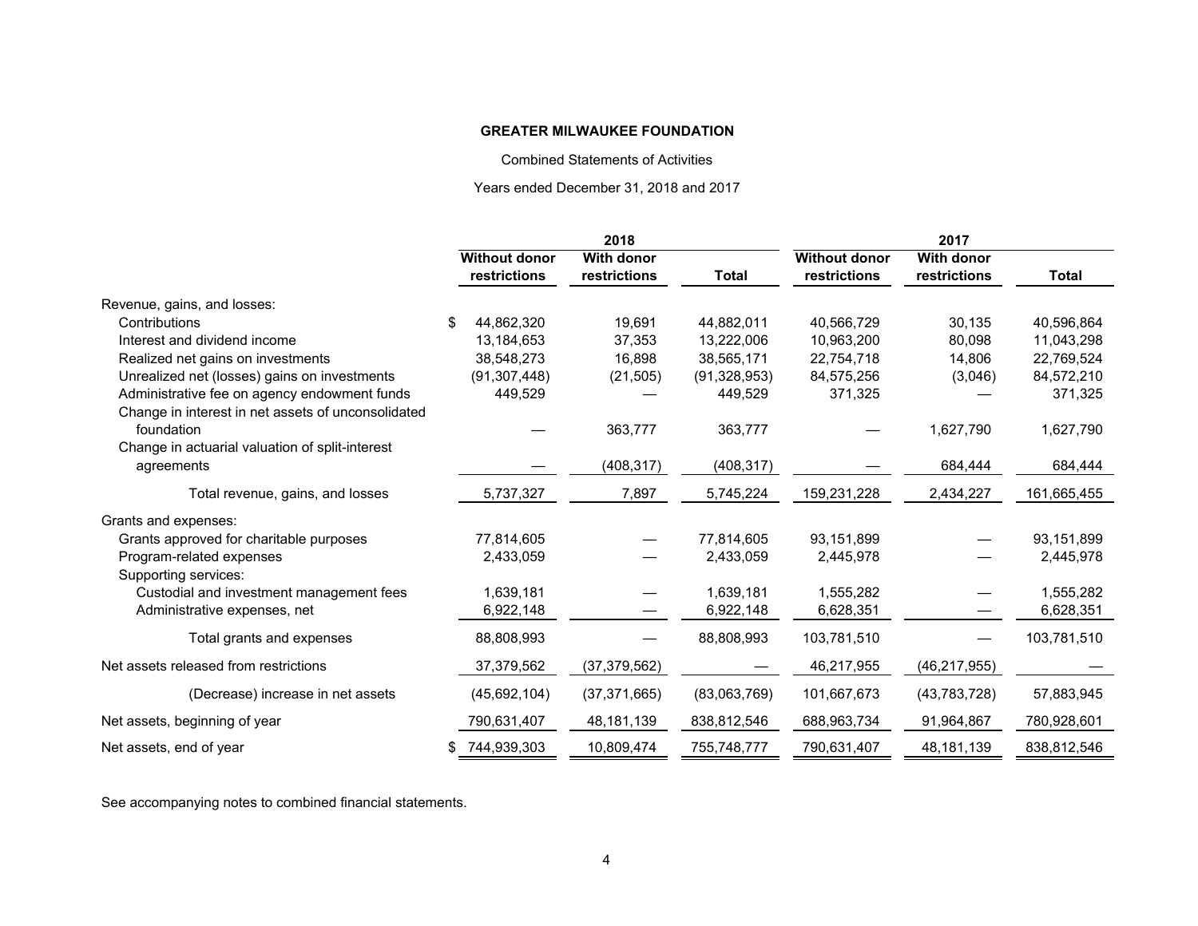**GREATER MILWAUKEE FOUNDATION**

Combined Statements of Activities

Years ended December 31, 2018 and 2017

| | 2018 | | | 2017 | | |
|---|---|---|---|---|---|---|
| | Without donor restrictions | With donor restrictions | Total | Without donor restrictions | With donor restrictions | Total |
| Revenue, gains, and losses: | | | | | | |
| Contributions | $ 44,862,320 | 19,691 | 44,882,011 | 40,566,729 | 30,135 | 40,596,864 |
| Interest and dividend income | 13,184,653 | 37,353 | 13,222,006 | 10,963,200 | 80,098 | 11,043,298 |
| Realized net gains on investments | 38,548,273 | 16,898 | 38,565,171 | 22,754,718 | 14,806 | 22,769,524 |
| Unrealized net (losses) gains on investments | (91,307,448) | (21,505) | (91,328,953) | 84,575,256 | (3,046) | 84,572,210 |
| Administrative fee on agency endowment funds | 449,529 | — | 449,529 | 371,325 | — | 371,325 |
| Change in interest in net assets of unconsolidated foundation | — | 363,777 | 363,777 | — | 1,627,790 | 1,627,790 |
| Change in actuarial valuation of split-interest agreements | — | (408,317) | (408,317) | — | 684,444 | 684,444 |
| Total revenue, gains, and losses | 5,737,327 | 7,897 | 5,745,224 | 159,231,228 | 2,434,227 | 161,665,455 |
| Grants and expenses: | | | | | | |
| Grants approved for charitable purposes | 77,814,605 | — | 77,814,605 | 93,151,899 | — | 93,151,899 |
| Program-related expenses | 2,433,059 | — | 2,433,059 | 2,445,978 | — | 2,445,978 |
| Supporting services: | | | | | | |
| Custodial and investment management fees | 1,639,181 | — | 1,639,181 | 1,555,282 | — | 1,555,282 |
| Administrative expenses, net | 6,922,148 | — | 6,922,148 | 6,628,351 | — | 6,628,351 |
| Total grants and expenses | 88,808,993 | — | 88,808,993 | 103,781,510 | — | 103,781,510 |
| Net assets released from restrictions | 37,379,562 | (37,379,562) | — | 46,217,955 | (46,217,955) | — |
| (Decrease) increase in net assets | (45,692,104) | (37,371,665) | (83,063,769) | 101,667,673 | (43,783,728) | 57,883,945 |
| Net assets, beginning of year | 790,631,407 | 48,181,139 | 838,812,546 | 688,963,734 | 91,964,867 | 780,928,601 |
| Net assets, end of year | $ 744,939,303 | 10,809,474 | 755,748,777 | 790,631,407 | 48,181,139 | 838,812,546 |

See accompanying notes to combined financial statements.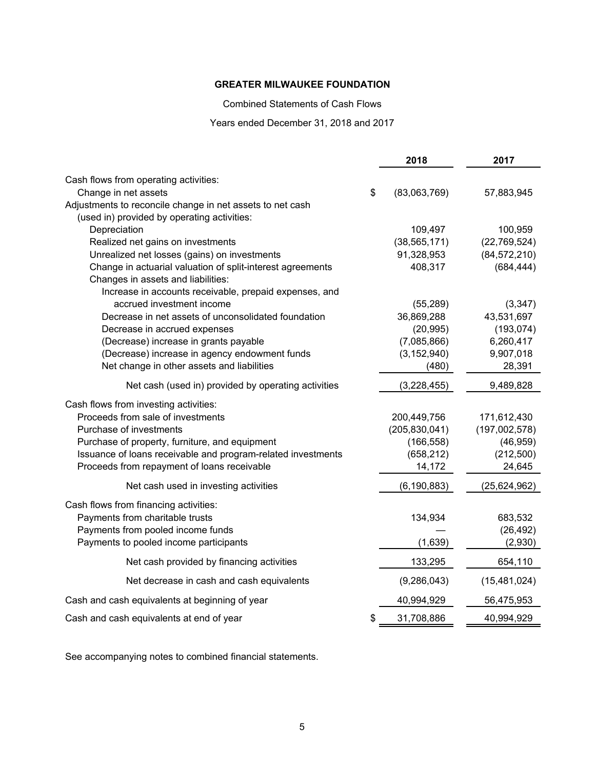**GREATER MILWAUKEE FOUNDATION**

Combined Statements of Cash Flows

Years ended December 31, 2018 and 2017

| | 2018 | 2017 |
|---|---|---|
| Cash flows from operating activities: | | |
| Change in net assets | $ (83,063,769) | 57,883,945 |
| Adjustments to reconcile change in net assets to net cash (used in) provided by operating activities: | | |
| Depreciation | 109,497 | 100,959 |
| Realized net gains on investments | (38,565,171) | (22,769,524) |
| Unrealized net losses (gains) on investments | 91,328,953 | (84,572,210) |
| Change in actuarial valuation of split-interest agreements | 408,317 | (684,444) |
| Changes in assets and liabilities: | | |
| Increase in accounts receivable, prepaid expenses, and accrued investment income | (55,289) | (3,347) |
| Decrease in net assets of unconsolidated foundation | 36,869,288 | 43,531,697 |
| Decrease in accrued expenses | (20,995) | (193,074) |
| (Decrease) increase in grants payable | (7,085,866) | 6,260,417 |
| (Decrease) increase in agency endowment funds | (3,152,940) | 9,907,018 |
| Net change in other assets and liabilities | (480) | 28,391 |
| Net cash (used in) provided by operating activities | (3,228,455) | 9,489,828 |
| Cash flows from investing activities: | | |
| Proceeds from sale of investments | 200,449,756 | 171,612,430 |
| Purchase of investments | (205,830,041) | (197,002,578) |
| Purchase of property, furniture, and equipment | (166,558) | (46,959) |
| Issuance of loans receivable and program-related investments | (658,212) | (212,500) |
| Proceeds from repayment of loans receivable | 14,172 | 24,645 |
| Net cash used in investing activities | (6,190,883) | (25,624,962) |
| Cash flows from financing activities: | | |
| Payments from charitable trusts | 134,934 | 683,532 |
| Payments from pooled income funds | — | (26,492) |
| Payments to pooled income participants | (1,639) | (2,930) |
| Net cash provided by financing activities | 133,295 | 654,110 |
| Net decrease in cash and cash equivalents | (9,286,043) | (15,481,024) |
| Cash and cash equivalents at beginning of year | 40,994,929 | 56,475,953 |
| Cash and cash equivalents at end of year | $ 31,708,886 | 40,994,929 |

See accompanying notes to combined financial statements.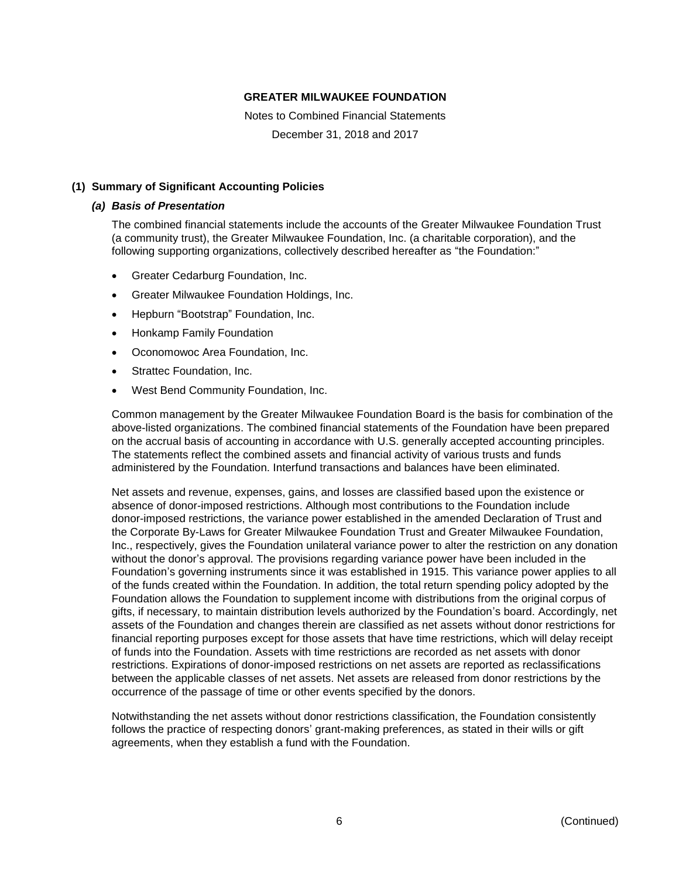**GREATER MILWAUKEE FOUNDATION**

Notes to Combined Financial Statements

December 31, 2018 and 2017

## (1) Summary of Significant Accounting Policies

### *(a) Basis of Presentation*

The combined financial statements include the accounts of the Greater Milwaukee Foundation Trust (a community trust), the Greater Milwaukee Foundation, Inc. (a charitable corporation), and the following supporting organizations, collectively described hereafter as "the Foundation:"

- Greater Cedarburg Foundation, Inc.
- Greater Milwaukee Foundation Holdings, Inc.
- Hepburn "Bootstrap" Foundation, Inc.
- Honkamp Family Foundation
- Oconomowoc Area Foundation, Inc.
- Strattec Foundation, Inc.
- West Bend Community Foundation, Inc.

Common management by the Greater Milwaukee Foundation Board is the basis for combination of the above-listed organizations. The combined financial statements of the Foundation have been prepared on the accrual basis of accounting in accordance with U.S. generally accepted accounting principles. The statements reflect the combined assets and financial activity of various trusts and funds administered by the Foundation. Interfund transactions and balances have been eliminated.

Net assets and revenue, expenses, gains, and losses are classified based upon the existence or absence of donor-imposed restrictions. Although most contributions to the Foundation include donor-imposed restrictions, the variance power established in the amended Declaration of Trust and the Corporate By-Laws for Greater Milwaukee Foundation Trust and Greater Milwaukee Foundation, Inc., respectively, gives the Foundation unilateral variance power to alter the restriction on any donation without the donor's approval. The provisions regarding variance power have been included in the Foundation's governing instruments since it was established in 1915. This variance power applies to all of the funds created within the Foundation. In addition, the total return spending policy adopted by the Foundation allows the Foundation to supplement income with distributions from the original corpus of gifts, if necessary, to maintain distribution levels authorized by the Foundation's board. Accordingly, net assets of the Foundation and changes therein are classified as net assets without donor restrictions for financial reporting purposes except for those assets that have time restrictions, which will delay receipt of funds into the Foundation. Assets with time restrictions are recorded as net assets with donor restrictions. Expirations of donor-imposed restrictions on net assets are reported as reclassifications between the applicable classes of net assets. Net assets are released from donor restrictions by the occurrence of the passage of time or other events specified by the donors.

Notwithstanding the net assets without donor restrictions classification, the Foundation consistently follows the practice of respecting donors' grant-making preferences, as stated in their wills or gift agreements, when they establish a fund with the Foundation.

(Continued)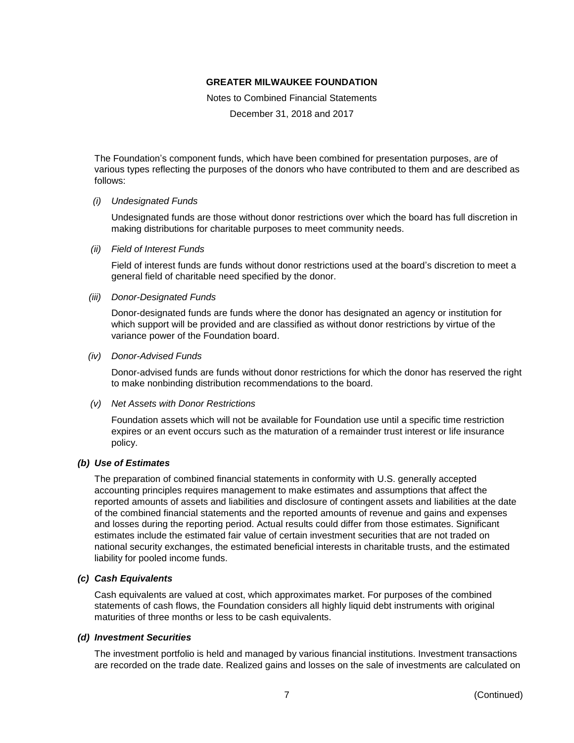The Foundation's component funds, which have been combined for presentation purposes, are of various types reflecting the purposes of the donors who have contributed to them and are described as follows:

*(i) Undesignated Funds*

Undesignated funds are those without donor restrictions over which the board has full discretion in making distributions for charitable purposes to meet community needs.

*(ii) Field of Interest Funds*

Field of interest funds are funds without donor restrictions used at the board's discretion to meet a general field of charitable need specified by the donor.

*(iii) Donor-Designated Funds*

Donor-designated funds are funds where the donor has designated an agency or institution for which support will be provided and are classified as without donor restrictions by virtue of the variance power of the Foundation board.

*(iv) Donor-Advised Funds*

Donor-advised funds are funds without donor restrictions for which the donor has reserved the right to make nonbinding distribution recommendations to the board.

*(v) Net Assets with Donor Restrictions*

Foundation assets which will not be available for Foundation use until a specific time restriction expires or an event occurs such as the maturation of a remainder trust interest or life insurance policy.

***(b) Use of Estimates***

The preparation of combined financial statements in conformity with U.S. generally accepted accounting principles requires management to make estimates and assumptions that affect the reported amounts of assets and liabilities and disclosure of contingent assets and liabilities at the date of the combined financial statements and the reported amounts of revenue and gains and expenses and losses during the reporting period. Actual results could differ from those estimates. Significant estimates include the estimated fair value of certain investment securities that are not traded on national security exchanges, the estimated beneficial interests in charitable trusts, and the estimated liability for pooled income funds.

***(c) Cash Equivalents***

Cash equivalents are valued at cost, which approximates market. For purposes of the combined statements of cash flows, the Foundation considers all highly liquid debt instruments with original maturities of three months or less to be cash equivalents.

***(d) Investment Securities***

The investment portfolio is held and managed by various financial institutions. Investment transactions are recorded on the trade date. Realized gains and losses on the sale of investments are calculated on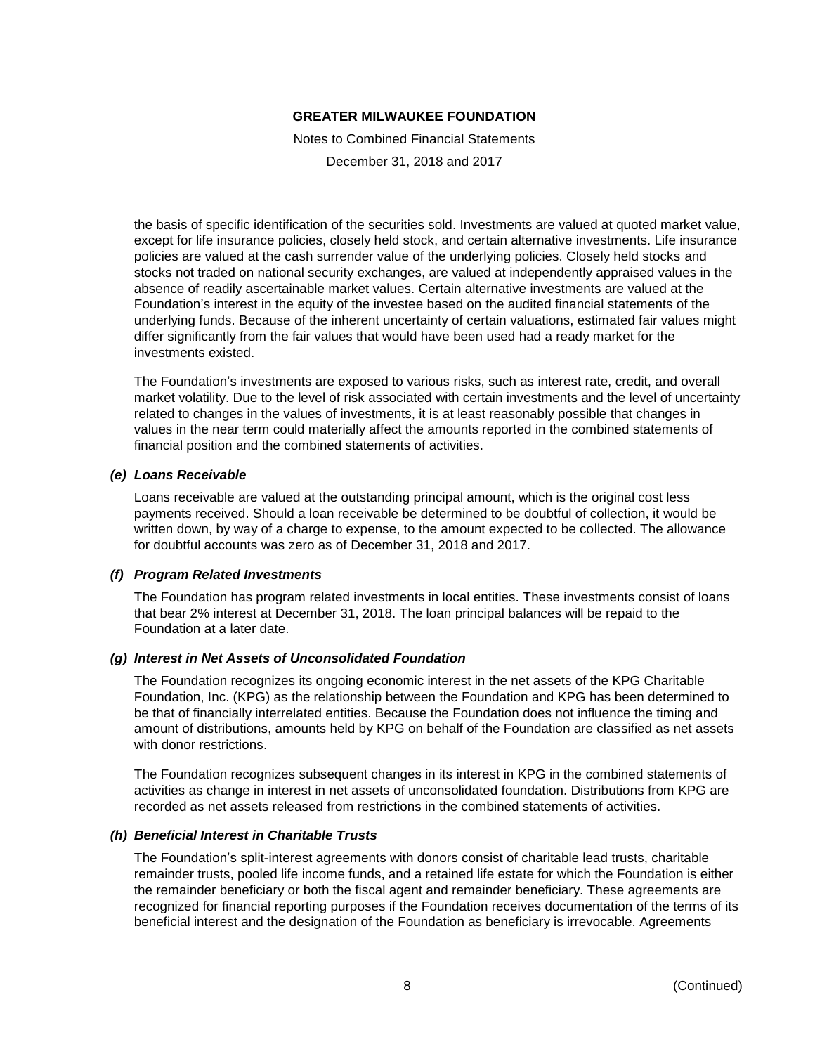the basis of specific identification of the securities sold. Investments are valued at quoted market value, except for life insurance policies, closely held stock, and certain alternative investments. Life insurance policies are valued at the cash surrender value of the underlying policies. Closely held stocks and stocks not traded on national security exchanges, are valued at independently appraised values in the absence of readily ascertainable market values. Certain alternative investments are valued at the Foundation's interest in the equity of the investee based on the audited financial statements of the underlying funds. Because of the inherent uncertainty of certain valuations, estimated fair values might differ significantly from the fair values that would have been used had a ready market for the investments existed.

The Foundation's investments are exposed to various risks, such as interest rate, credit, and overall market volatility. Due to the level of risk associated with certain investments and the level of uncertainty related to changes in the values of investments, it is at least reasonably possible that changes in values in the near term could materially affect the amounts reported in the combined statements of financial position and the combined statements of activities.

### *(e) Loans Receivable*

Loans receivable are valued at the outstanding principal amount, which is the original cost less payments received. Should a loan receivable be determined to be doubtful of collection, it would be written down, by way of a charge to expense, to the amount expected to be collected. The allowance for doubtful accounts was zero as of December 31, 2018 and 2017.

### *(f) Program Related Investments*

The Foundation has program related investments in local entities. These investments consist of loans that bear 2% interest at December 31, 2018. The loan principal balances will be repaid to the Foundation at a later date.

### *(g) Interest in Net Assets of Unconsolidated Foundation*

The Foundation recognizes its ongoing economic interest in the net assets of the KPG Charitable Foundation, Inc. (KPG) as the relationship between the Foundation and KPG has been determined to be that of financially interrelated entities. Because the Foundation does not influence the timing and amount of distributions, amounts held by KPG on behalf of the Foundation are classified as net assets with donor restrictions.

The Foundation recognizes subsequent changes in its interest in KPG in the combined statements of activities as change in interest in net assets of unconsolidated foundation. Distributions from KPG are recorded as net assets released from restrictions in the combined statements of activities.

### *(h) Beneficial Interest in Charitable Trusts*

The Foundation's split-interest agreements with donors consist of charitable lead trusts, charitable remainder trusts, pooled life income funds, and a retained life estate for which the Foundation is either the remainder beneficiary or both the fiscal agent and remainder beneficiary. These agreements are recognized for financial reporting purposes if the Foundation receives documentation of the terms of its beneficial interest and the designation of the Foundation as beneficiary is irrevocable. Agreements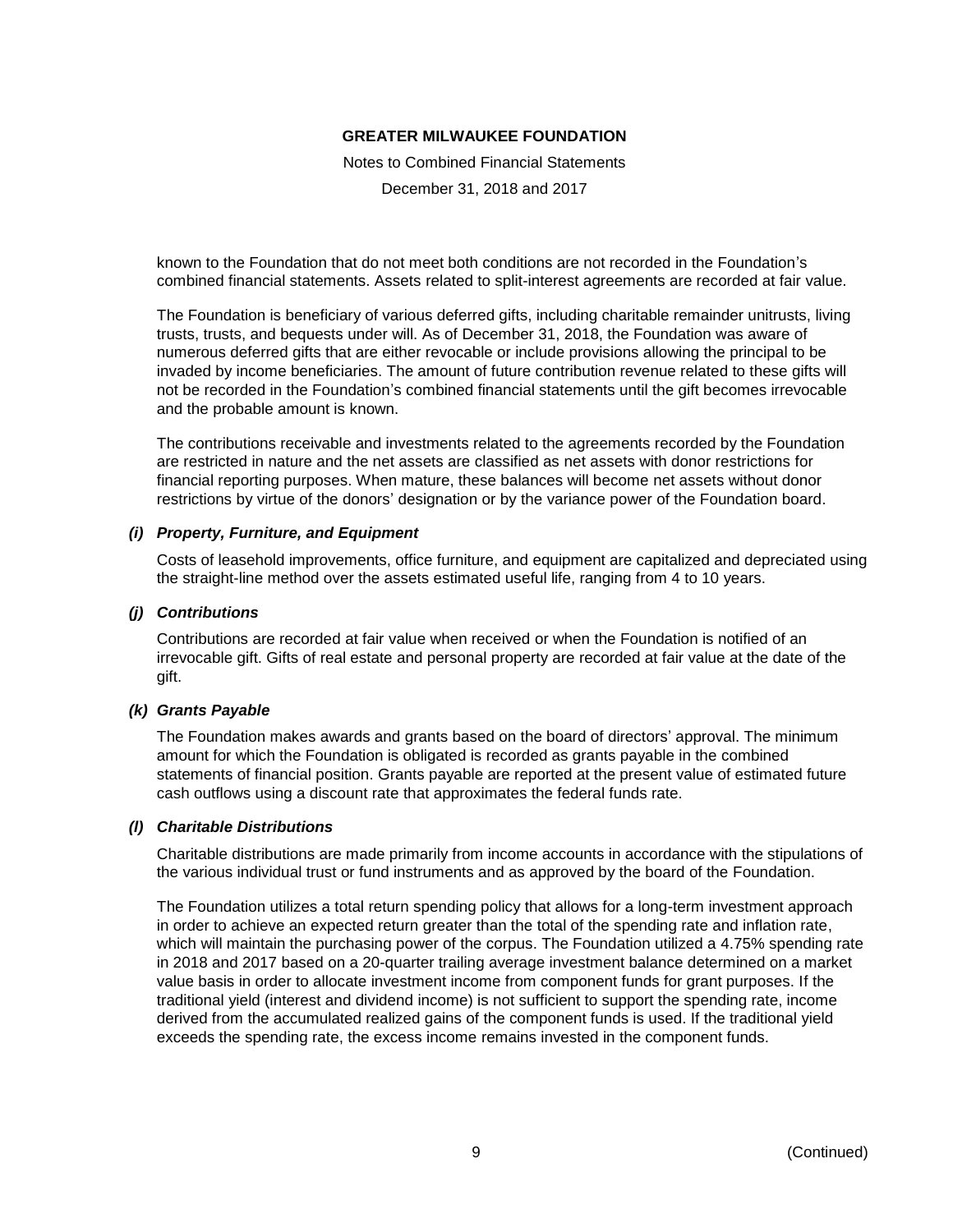known to the Foundation that do not meet both conditions are not recorded in the Foundation's combined financial statements. Assets related to split-interest agreements are recorded at fair value.

The Foundation is beneficiary of various deferred gifts, including charitable remainder unitrusts, living trusts, trusts, and bequests under will. As of December 31, 2018, the Foundation was aware of numerous deferred gifts that are either revocable or include provisions allowing the principal to be invaded by income beneficiaries. The amount of future contribution revenue related to these gifts will not be recorded in the Foundation's combined financial statements until the gift becomes irrevocable and the probable amount is known.

The contributions receivable and investments related to the agreements recorded by the Foundation are restricted in nature and the net assets are classified as net assets with donor restrictions for financial reporting purposes. When mature, these balances will become net assets without donor restrictions by virtue of the donors' designation or by the variance power of the Foundation board.

### *(i) Property, Furniture, and Equipment*

Costs of leasehold improvements, office furniture, and equipment are capitalized and depreciated using the straight-line method over the assets estimated useful life, ranging from 4 to 10 years.

### *(j) Contributions*

Contributions are recorded at fair value when received or when the Foundation is notified of an irrevocable gift. Gifts of real estate and personal property are recorded at fair value at the date of the gift.

### *(k) Grants Payable*

The Foundation makes awards and grants based on the board of directors' approval. The minimum amount for which the Foundation is obligated is recorded as grants payable in the combined statements of financial position. Grants payable are reported at the present value of estimated future cash outflows using a discount rate that approximates the federal funds rate.

### *(l) Charitable Distributions*

Charitable distributions are made primarily from income accounts in accordance with the stipulations of the various individual trust or fund instruments and as approved by the board of the Foundation.

The Foundation utilizes a total return spending policy that allows for a long-term investment approach in order to achieve an expected return greater than the total of the spending rate and inflation rate, which will maintain the purchasing power of the corpus. The Foundation utilized a 4.75% spending rate in 2018 and 2017 based on a 20-quarter trailing average investment balance determined on a market value basis in order to allocate investment income from component funds for grant purposes. If the traditional yield (interest and dividend income) is not sufficient to support the spending rate, income derived from the accumulated realized gains of the component funds is used. If the traditional yield exceeds the spending rate, the excess income remains invested in the component funds.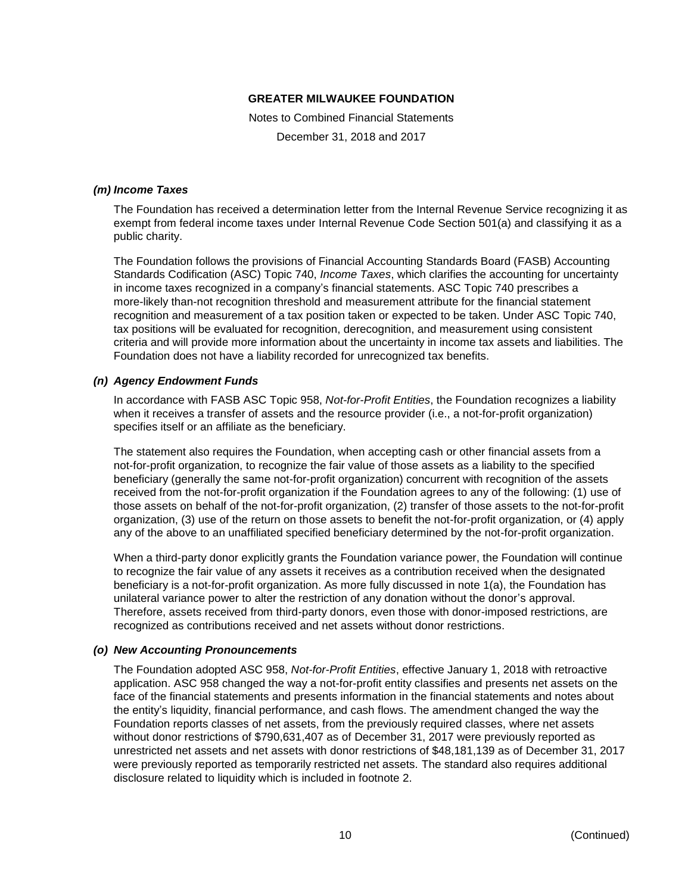### *(m) Income Taxes*

The Foundation has received a determination letter from the Internal Revenue Service recognizing it as exempt from federal income taxes under Internal Revenue Code Section 501(a) and classifying it as a public charity.

The Foundation follows the provisions of Financial Accounting Standards Board (FASB) Accounting Standards Codification (ASC) Topic 740, *Income Taxes*, which clarifies the accounting for uncertainty in income taxes recognized in a company's financial statements. ASC Topic 740 prescribes a more-likely than-not recognition threshold and measurement attribute for the financial statement recognition and measurement of a tax position taken or expected to be taken. Under ASC Topic 740, tax positions will be evaluated for recognition, derecognition, and measurement using consistent criteria and will provide more information about the uncertainty in income tax assets and liabilities. The Foundation does not have a liability recorded for unrecognized tax benefits.

### *(n) Agency Endowment Funds*

In accordance with FASB ASC Topic 958, *Not-for-Profit Entities*, the Foundation recognizes a liability when it receives a transfer of assets and the resource provider (i.e., a not-for-profit organization) specifies itself or an affiliate as the beneficiary.

The statement also requires the Foundation, when accepting cash or other financial assets from a not-for-profit organization, to recognize the fair value of those assets as a liability to the specified beneficiary (generally the same not-for-profit organization) concurrent with recognition of the assets received from the not-for-profit organization if the Foundation agrees to any of the following: (1) use of those assets on behalf of the not-for-profit organization, (2) transfer of those assets to the not-for-profit organization, (3) use of the return on those assets to benefit the not-for-profit organization, or (4) apply any of the above to an unaffiliated specified beneficiary determined by the not-for-profit organization.

When a third-party donor explicitly grants the Foundation variance power, the Foundation will continue to recognize the fair value of any assets it receives as a contribution received when the designated beneficiary is a not-for-profit organization. As more fully discussed in note 1(a), the Foundation has unilateral variance power to alter the restriction of any donation without the donor's approval. Therefore, assets received from third-party donors, even those with donor-imposed restrictions, are recognized as contributions received and net assets without donor restrictions.

### *(o) New Accounting Pronouncements*

The Foundation adopted ASC 958, *Not-for-Profit Entities*, effective January 1, 2018 with retroactive application. ASC 958 changed the way a not-for-profit entity classifies and presents net assets on the face of the financial statements and presents information in the financial statements and notes about the entity's liquidity, financial performance, and cash flows. The amendment changed the way the Foundation reports classes of net assets, from the previously required classes, where net assets without donor restrictions of $790,631,407 as of December 31, 2017 were previously reported as unrestricted net assets and net assets with donor restrictions of $48,181,139 as of December 31, 2017 were previously reported as temporarily restricted net assets. The standard also requires additional disclosure related to liquidity which is included in footnote 2.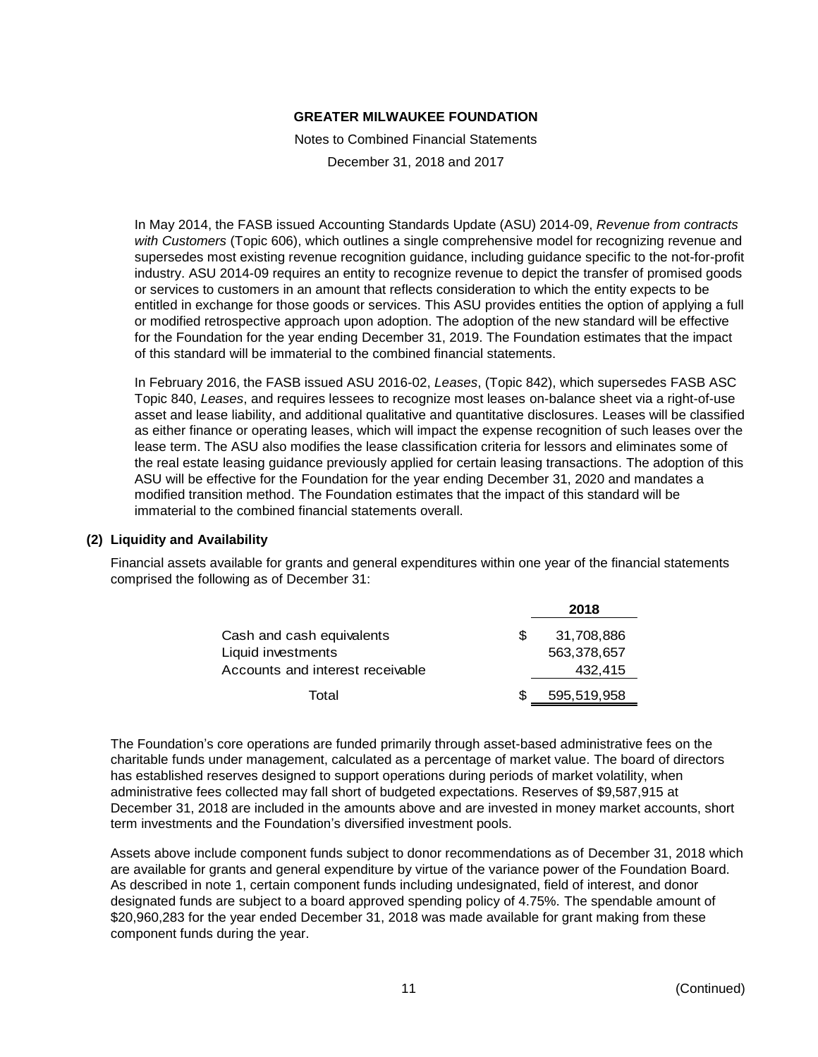In May 2014, the FASB issued Accounting Standards Update (ASU) 2014-09, *Revenue from contracts with Customers* (Topic 606), which outlines a single comprehensive model for recognizing revenue and supersedes most existing revenue recognition guidance, including guidance specific to the not-for-profit industry. ASU 2014-09 requires an entity to recognize revenue to depict the transfer of promised goods or services to customers in an amount that reflects consideration to which the entity expects to be entitled in exchange for those goods or services. This ASU provides entities the option of applying a full or modified retrospective approach upon adoption. The adoption of the new standard will be effective for the Foundation for the year ending December 31, 2019. The Foundation estimates that the impact of this standard will be immaterial to the combined financial statements.

In February 2016, the FASB issued ASU 2016-02, *Leases*, (Topic 842), which supersedes FASB ASC Topic 840, *Leases*, and requires lessees to recognize most leases on-balance sheet via a right-of-use asset and lease liability, and additional qualitative and quantitative disclosures. Leases will be classified as either finance or operating leases, which will impact the expense recognition of such leases over the lease term. The ASU also modifies the lease classification criteria for lessors and eliminates some of the real estate leasing guidance previously applied for certain leasing transactions. The adoption of this ASU will be effective for the Foundation for the year ending December 31, 2020 and mandates a modified transition method. The Foundation estimates that the impact of this standard will be immaterial to the combined financial statements overall.

## (2) Liquidity and Availability

Financial assets available for grants and general expenditures within one year of the financial statements comprised the following as of December 31:

| | 2018 |
|---|---|
| Cash and cash equivalents | $ 31,708,886 |
| Liquid investments | 563,378,657 |
| Accounts and interest receivable | 432,415 |
| Total | $ 595,519,958 |

The Foundation's core operations are funded primarily through asset-based administrative fees on the charitable funds under management, calculated as a percentage of market value. The board of directors has established reserves designed to support operations during periods of market volatility, when administrative fees collected may fall short of budgeted expectations. Reserves of $9,587,915 at December 31, 2018 are included in the amounts above and are invested in money market accounts, short term investments and the Foundation's diversified investment pools.

Assets above include component funds subject to donor recommendations as of December 31, 2018 which are available for grants and general expenditure by virtue of the variance power of the Foundation Board. As described in note 1, certain component funds including undesignated, field of interest, and donor designated funds are subject to a board approved spending policy of 4.75%. The spendable amount of $20,960,283 for the year ended December 31, 2018 was made available for grant making from these component funds during the year.

(Continued)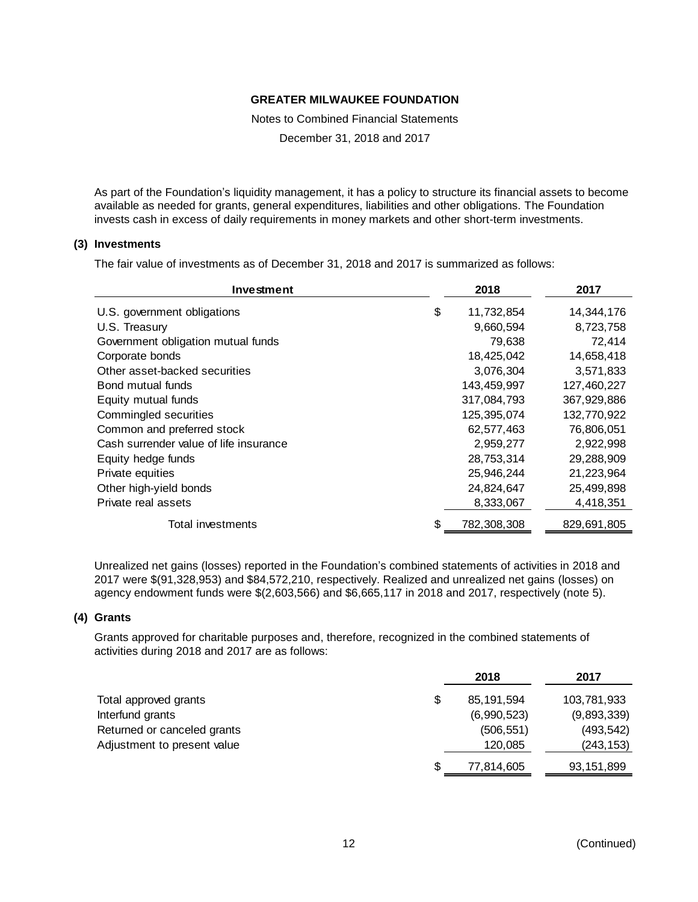As part of the Foundation's liquidity management, it has a policy to structure its financial assets to become available as needed for grants, general expenditures, liabilities and other obligations. The Foundation invests cash in excess of daily requirements in money markets and other short-term investments.

## (3) Investments

The fair value of investments as of December 31, 2018 and 2017 is summarized as follows:

| Investment | 2018 | 2017 |
|---|---|---|
| U.S. government obligations | $ 11,732,854 | 14,344,176 |
| U.S. Treasury | 9,660,594 | 8,723,758 |
| Government obligation mutual funds | 79,638 | 72,414 |
| Corporate bonds | 18,425,042 | 14,658,418 |
| Other asset-backed securities | 3,076,304 | 3,571,833 |
| Bond mutual funds | 143,459,997 | 127,460,227 |
| Equity mutual funds | 317,084,793 | 367,929,886 |
| Commingled securities | 125,395,074 | 132,770,922 |
| Common and preferred stock | 62,577,463 | 76,806,051 |
| Cash surrender value of life insurance | 2,959,277 | 2,922,998 |
| Equity hedge funds | 28,753,314 | 29,288,909 |
| Private equities | 25,946,244 | 21,223,964 |
| Other high-yield bonds | 24,824,647 | 25,499,898 |
| Private real assets | 8,333,067 | 4,418,351 |
| Total investments | $ 782,308,308 | 829,691,805 |

Unrealized net gains (losses) reported in the Foundation's combined statements of activities in 2018 and 2017 were $(91,328,953) and $84,572,210, respectively. Realized and unrealized net gains (losses) on agency endowment funds were $(2,603,566) and $6,665,117 in 2018 and 2017, respectively (note 5).

## (4) Grants

Grants approved for charitable purposes and, therefore, recognized in the combined statements of activities during 2018 and 2017 are as follows:

| | 2018 | 2017 |
|---|---|---|
| Total approved grants | $ 85,191,594 | 103,781,933 |
| Interfund grants | (6,990,523) | (9,893,339) |
| Returned or canceled grants | (506,551) | (493,542) |
| Adjustment to present value | 120,085 | (243,153) |
| | $ 77,814,605 | 93,151,899 |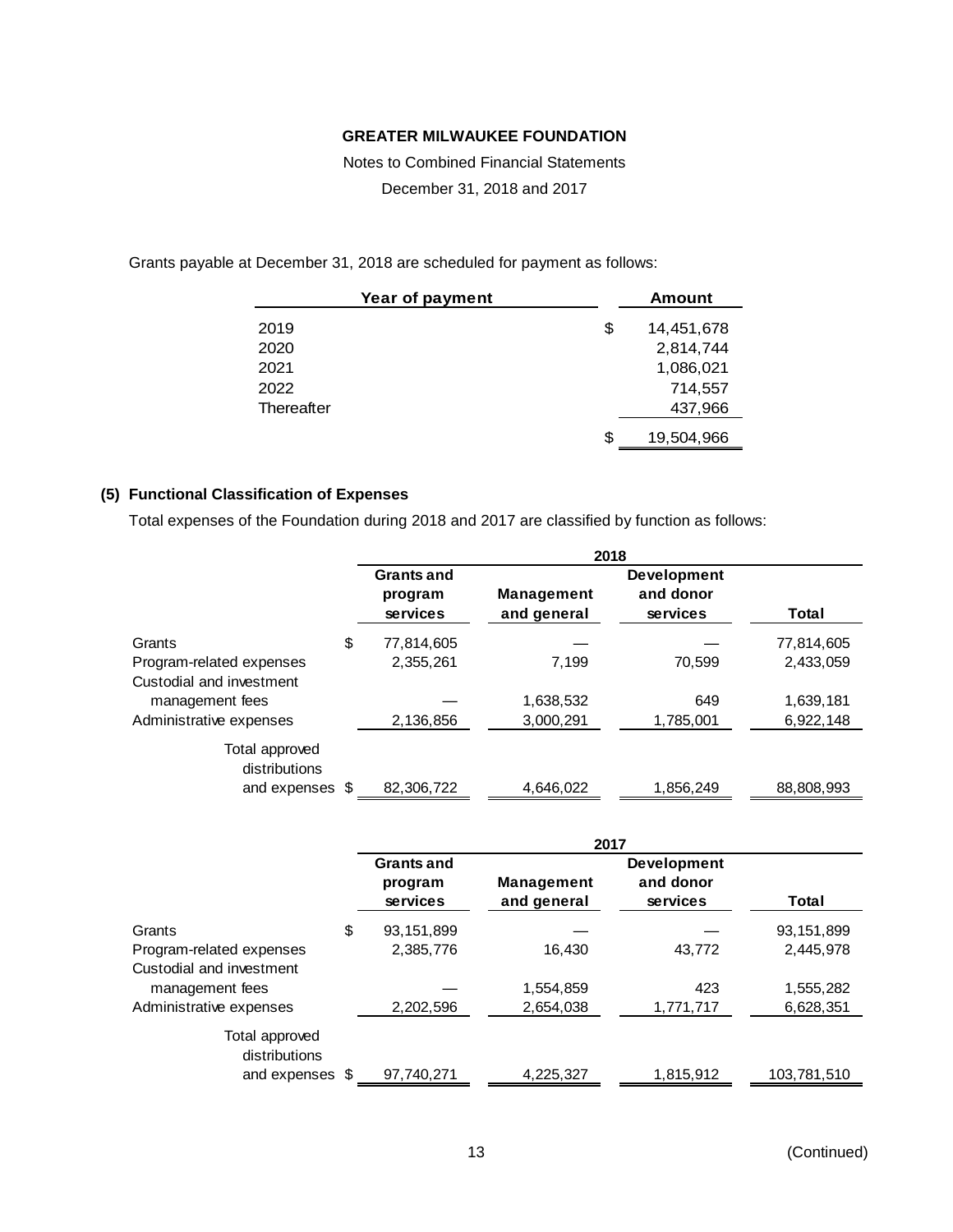Grants payable at December 31, 2018 are scheduled for payment as follows:

| Year of payment | Amount |
|---|---|
| 2019 | $ 14,451,678 |
| 2020 | 2,814,744 |
| 2021 | 1,086,021 |
| 2022 | 714,557 |
| Thereafter | 437,966 |
| | $ 19,504,966 |

## (5) Functional Classification of Expenses

Total expenses of the Foundation during 2018 and 2017 are classified by function as follows:

| | 2018 | | | |
|---|---|---|---|---|
| | Grants and program services | Management and general | Development and donor services | Total |
| Grants | $ 77,814,605 | — | — | 77,814,605 |
| Program-related expenses | 2,355,261 | 7,199 | 70,599 | 2,433,059 |
| Custodial and investment management fees | — | 1,638,532 | 649 | 1,639,181 |
| Administrative expenses | 2,136,856 | 3,000,291 | 1,785,001 | 6,922,148 |
| Total approved distributions and expenses | $ 82,306,722 | 4,646,022 | 1,856,249 | 88,808,993 |

| | 2017 | | | |
|---|---|---|---|---|
| | Grants and program services | Management and general | Development and donor services | Total |
| Grants | $ 93,151,899 | — | — | 93,151,899 |
| Program-related expenses | 2,385,776 | 16,430 | 43,772 | 2,445,978 |
| Custodial and investment management fees | — | 1,554,859 | 423 | 1,555,282 |
| Administrative expenses | 2,202,596 | 2,654,038 | 1,771,717 | 6,628,351 |
| Total approved distributions and expenses | $ 97,740,271 | 4,225,327 | 1,815,912 | 103,781,510 |

(Continued)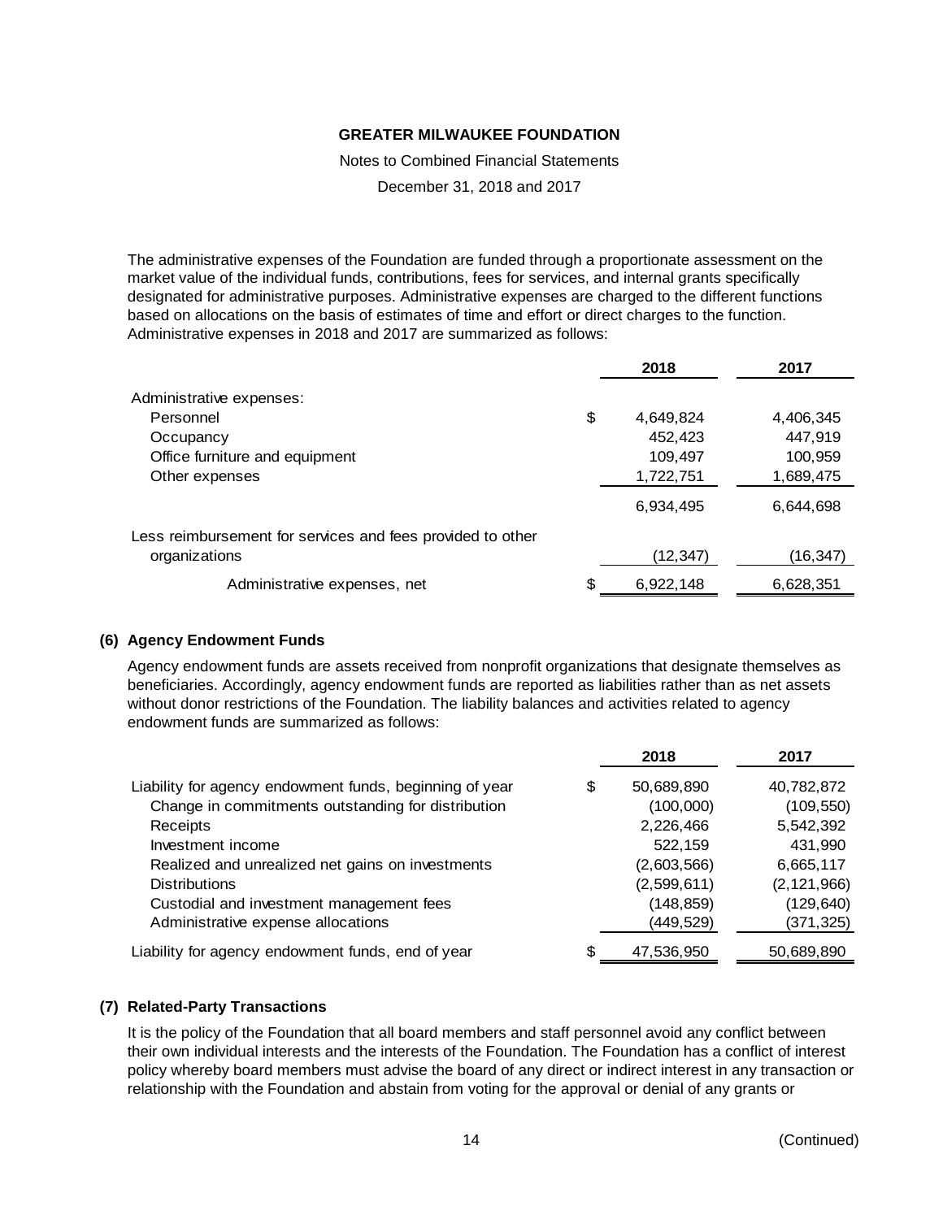The administrative expenses of the Foundation are funded through a proportionate assessment on the market value of the individual funds, contributions, fees for services, and internal grants specifically designated for administrative purposes. Administrative expenses are charged to the different functions based on allocations on the basis of estimates of time and effort or direct charges to the function. Administrative expenses in 2018 and 2017 are summarized as follows:

| | 2018 | 2017 |
|---|---|---|
| Administrative expenses: | | |
| Personnel | $ 4,649,824 | 4,406,345 |
| Occupancy | 452,423 | 447,919 |
| Office furniture and equipment | 109,497 | 100,959 |
| Other expenses | 1,722,751 | 1,689,475 |
| | 6,934,495 | 6,644,698 |
| Less reimbursement for services and fees provided to other organizations | (12,347) | (16,347) |
| Administrative expenses, net | $ 6,922,148 | 6,628,351 |

## (6) Agency Endowment Funds

Agency endowment funds are assets received from nonprofit organizations that designate themselves as beneficiaries. Accordingly, agency endowment funds are reported as liabilities rather than as net assets without donor restrictions of the Foundation. The liability balances and activities related to agency endowment funds are summarized as follows:

| | 2018 | 2017 |
|---|---|---|
| Liability for agency endowment funds, beginning of year | $ 50,689,890 | 40,782,872 |
| Change in commitments outstanding for distribution | (100,000) | (109,550) |
| Receipts | 2,226,466 | 5,542,392 |
| Investment income | 522,159 | 431,990 |
| Realized and unrealized net gains on investments | (2,603,566) | 6,665,117 |
| Distributions | (2,599,611) | (2,121,966) |
| Custodial and investment management fees | (148,859) | (129,640) |
| Administrative expense allocations | (449,529) | (371,325) |
| Liability for agency endowment funds, end of year | $ 47,536,950 | 50,689,890 |

## (7) Related-Party Transactions

It is the policy of the Foundation that all board members and staff personnel avoid any conflict between their own individual interests and the interests of the Foundation. The Foundation has a conflict of interest policy whereby board members must advise the board of any direct or indirect interest in any transaction or relationship with the Foundation and abstain from voting for the approval or denial of any grants or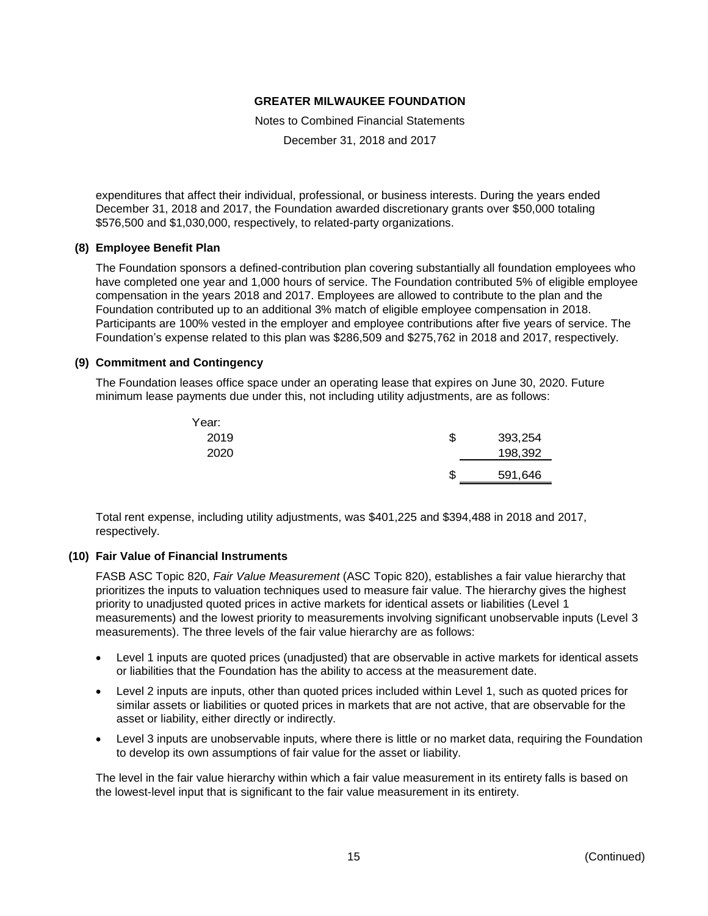expenditures that affect their individual, professional, or business interests. During the years ended December 31, 2018 and 2017, the Foundation awarded discretionary grants over $50,000 totaling $576,500 and $1,030,000, respectively, to related-party organizations.

**(8) Employee Benefit Plan**

The Foundation sponsors a defined-contribution plan covering substantially all foundation employees who have completed one year and 1,000 hours of service. The Foundation contributed 5% of eligible employee compensation in the years 2018 and 2017. Employees are allowed to contribute to the plan and the Foundation contributed up to an additional 3% match of eligible employee compensation in 2018. Participants are 100% vested in the employer and employee contributions after five years of service. The Foundation's expense related to this plan was $286,509 and $275,762 in 2018 and 2017, respectively.

**(9) Commitment and Contingency**

The Foundation leases office space under an operating lease that expires on June 30, 2020. Future minimum lease payments due under this, not including utility adjustments, are as follows:

| Year: | |
|---|---|
| 2019 | $ 393,254 |
| 2020 | 198,392 |
| | $ 591,646 |

Total rent expense, including utility adjustments, was $401,225 and $394,488 in 2018 and 2017, respectively.

**(10) Fair Value of Financial Instruments**

FASB ASC Topic 820, *Fair Value Measurement* (ASC Topic 820), establishes a fair value hierarchy that prioritizes the inputs to valuation techniques used to measure fair value. The hierarchy gives the highest priority to unadjusted quoted prices in active markets for identical assets or liabilities (Level 1 measurements) and the lowest priority to measurements involving significant unobservable inputs (Level 3 measurements). The three levels of the fair value hierarchy are as follows:

- Level 1 inputs are quoted prices (unadjusted) that are observable in active markets for identical assets or liabilities that the Foundation has the ability to access at the measurement date.
- Level 2 inputs are inputs, other than quoted prices included within Level 1, such as quoted prices for similar assets or liabilities or quoted prices in markets that are not active, that are observable for the asset or liability, either directly or indirectly.
- Level 3 inputs are unobservable inputs, where there is little or no market data, requiring the Foundation to develop its own assumptions of fair value for the asset or liability.

The level in the fair value hierarchy within which a fair value measurement in its entirety falls is based on the lowest-level input that is significant to the fair value measurement in its entirety.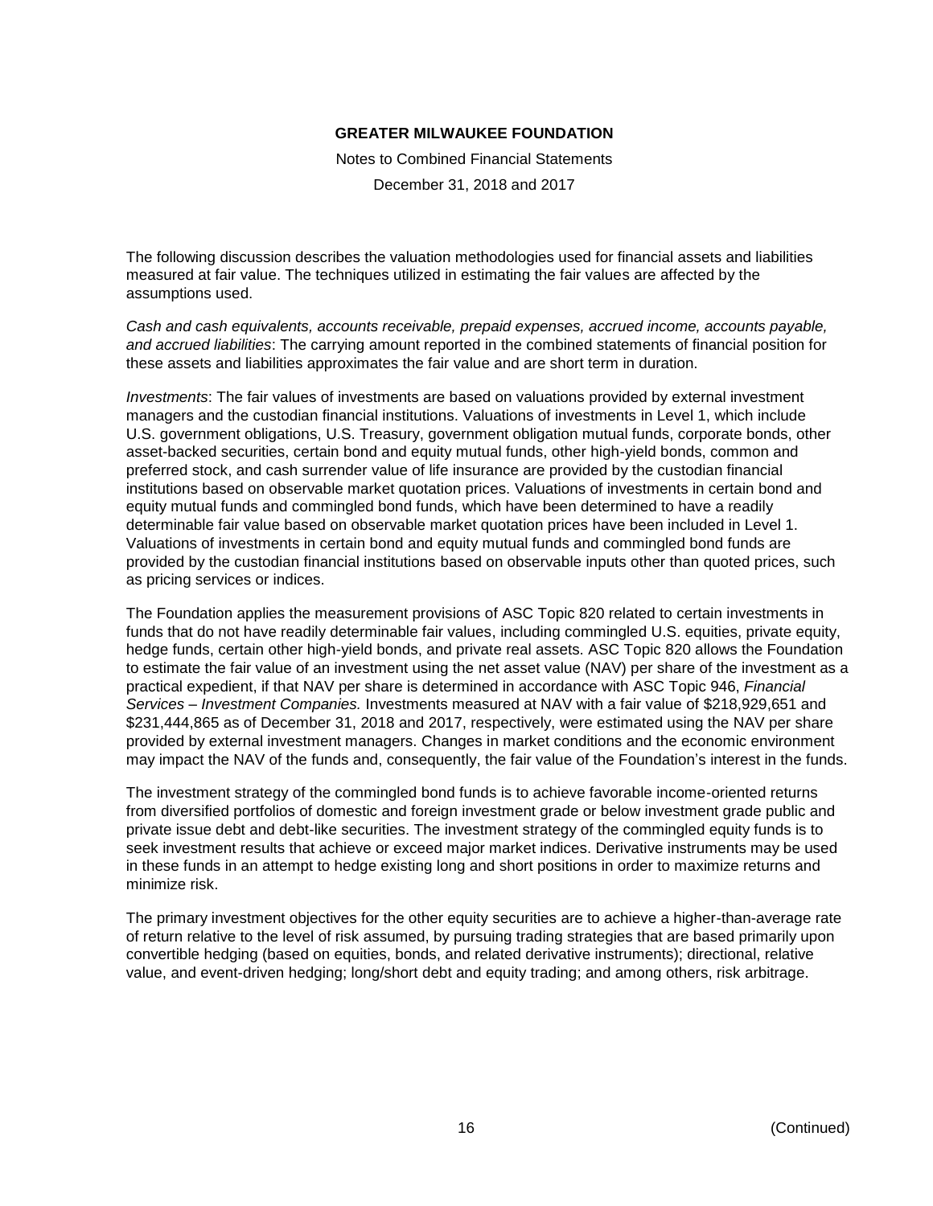The following discussion describes the valuation methodologies used for financial assets and liabilities measured at fair value. The techniques utilized in estimating the fair values are affected by the assumptions used.

*Cash and cash equivalents, accounts receivable, prepaid expenses, accrued income, accounts payable, and accrued liabilities*: The carrying amount reported in the combined statements of financial position for these assets and liabilities approximates the fair value and are short term in duration.

*Investments*: The fair values of investments are based on valuations provided by external investment managers and the custodian financial institutions. Valuations of investments in Level 1, which include U.S. government obligations, U.S. Treasury, government obligation mutual funds, corporate bonds, other asset-backed securities, certain bond and equity mutual funds, other high-yield bonds, common and preferred stock, and cash surrender value of life insurance are provided by the custodian financial institutions based on observable market quotation prices. Valuations of investments in certain bond and equity mutual funds and commingled bond funds, which have been determined to have a readily determinable fair value based on observable market quotation prices have been included in Level 1. Valuations of investments in certain bond and equity mutual funds and commingled bond funds are provided by the custodian financial institutions based on observable inputs other than quoted prices, such as pricing services or indices.

The Foundation applies the measurement provisions of ASC Topic 820 related to certain investments in funds that do not have readily determinable fair values, including commingled U.S. equities, private equity, hedge funds, certain other high-yield bonds, and private real assets. ASC Topic 820 allows the Foundation to estimate the fair value of an investment using the net asset value (NAV) per share of the investment as a practical expedient, if that NAV per share is determined in accordance with ASC Topic 946, *Financial Services – Investment Companies.* Investments measured at NAV with a fair value of $218,929,651 and $231,444,865 as of December 31, 2018 and 2017, respectively, were estimated using the NAV per share provided by external investment managers. Changes in market conditions and the economic environment may impact the NAV of the funds and, consequently, the fair value of the Foundation's interest in the funds.

The investment strategy of the commingled bond funds is to achieve favorable income-oriented returns from diversified portfolios of domestic and foreign investment grade or below investment grade public and private issue debt and debt-like securities. The investment strategy of the commingled equity funds is to seek investment results that achieve or exceed major market indices. Derivative instruments may be used in these funds in an attempt to hedge existing long and short positions in order to maximize returns and minimize risk.

The primary investment objectives for the other equity securities are to achieve a higher-than-average rate of return relative to the level of risk assumed, by pursuing trading strategies that are based primarily upon convertible hedging (based on equities, bonds, and related derivative instruments); directional, relative value, and event-driven hedging; long/short debt and equity trading; and among others, risk arbitrage.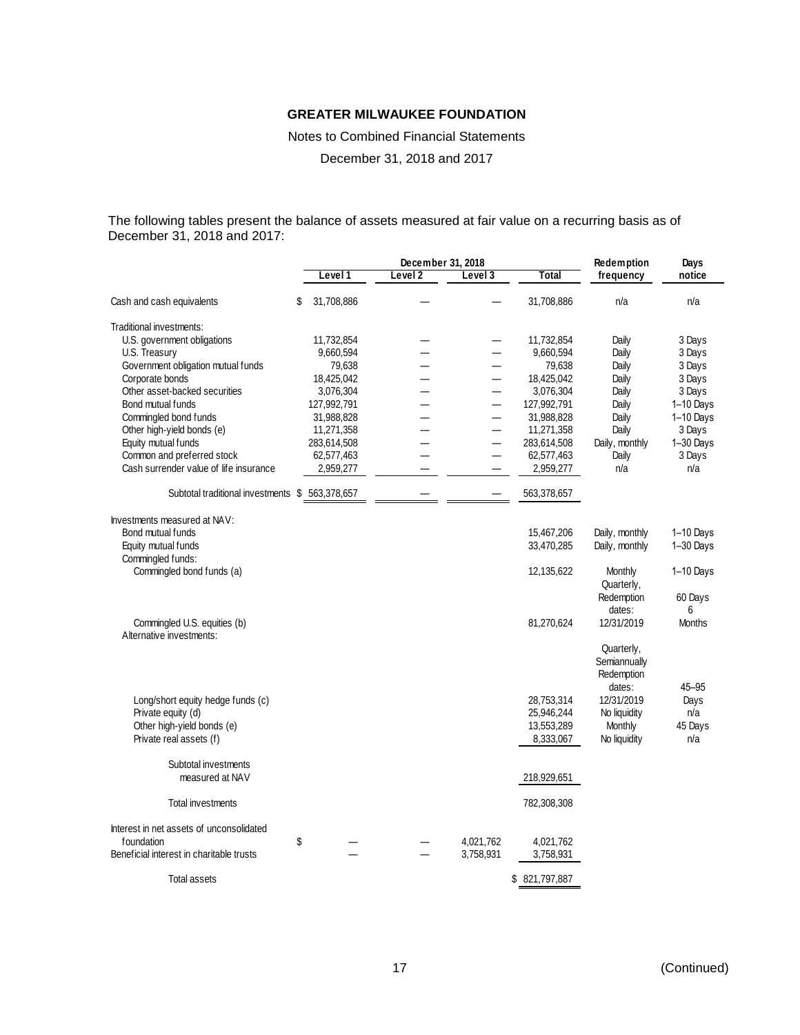**GREATER MILWAUKEE FOUNDATION**

Notes to Combined Financial Statements

December 31, 2018 and 2017

The following tables present the balance of assets measured at fair value on a recurring basis as of December 31, 2018 and 2017:

| | December 31, 2018 | | | | Redemption | Days |
|---|---|---|---|---|---|---|
| | Level 1 | Level 2 | Level 3 | Total | frequency | notice |
| Cash and cash equivalents | $ 31,708,886 | — | — | 31,708,886 | n/a | n/a |
| Traditional investments: | | | | | | |
| U.S. government obligations | 11,732,854 | — | — | 11,732,854 | Daily | 3 Days |
| U.S. Treasury | 9,660,594 | — | — | 9,660,594 | Daily | 3 Days |
| Government obligation mutual funds | 79,638 | — | — | 79,638 | Daily | 3 Days |
| Corporate bonds | 18,425,042 | — | — | 18,425,042 | Daily | 3 Days |
| Other asset-backed securities | 3,076,304 | — | — | 3,076,304 | Daily | 3 Days |
| Bond mutual funds | 127,992,791 | — | — | 127,992,791 | Daily | 1–10 Days |
| Commingled bond funds | 31,988,828 | — | — | 31,988,828 | Daily | 1–10 Days |
| Other high-yield bonds (e) | 11,271,358 | — | — | 11,271,358 | Daily | 3 Days |
| Equity mutual funds | 283,614,508 | — | — | 283,614,508 | Daily, monthly | 1–30 Days |
| Common and preferred stock | 62,577,463 | — | — | 62,577,463 | Daily | 3 Days |
| Cash surrender value of life insurance | 2,959,277 | — | — | 2,959,277 | n/a | n/a |
| Subtotal traditional investments | $ 563,378,657 | — | — | 563,378,657 | | |
| Investments measured at NAV: | | | | | | |
| Bond mutual funds | | | | 15,467,206 | Daily, monthly | 1–10 Days |
| Equity mutual funds | | | | 33,470,285 | Daily, monthly | 1–30 Days |
| Commingled funds: | | | | | | |
| Commingled bond funds (a) | | | | 12,135,622 | Monthly | 1–10 Days |
| Commingled U.S. equities (b) | | | | 81,270,624 | Quarterly, Redemption dates: 12/31/2019 | 60 Days 6 Months |
| Alternative investments: | | | | | | |
| Long/short equity hedge funds (c) | | | | 28,753,314 | Quarterly, Semiannually Redemption dates: 12/31/2019 | 45–95 Days |
| Private equity (d) | | | | 25,946,244 | No liquidity | n/a |
| Other high-yield bonds (e) | | | | 13,553,289 | Monthly | 45 Days |
| Private real assets (f) | | | | 8,333,067 | No liquidity | n/a |
| Subtotal investments measured at NAV | | | | 218,929,651 | | |
| Total investments | | | | 782,308,308 | | |
| Interest in net assets of unconsolidated foundation | $ — | — | 4,021,762 | 4,021,762 | | |
| Beneficial interest in charitable trusts | — | — | 3,758,931 | 3,758,931 | | |
| Total assets | | | | $ 821,797,887 | | |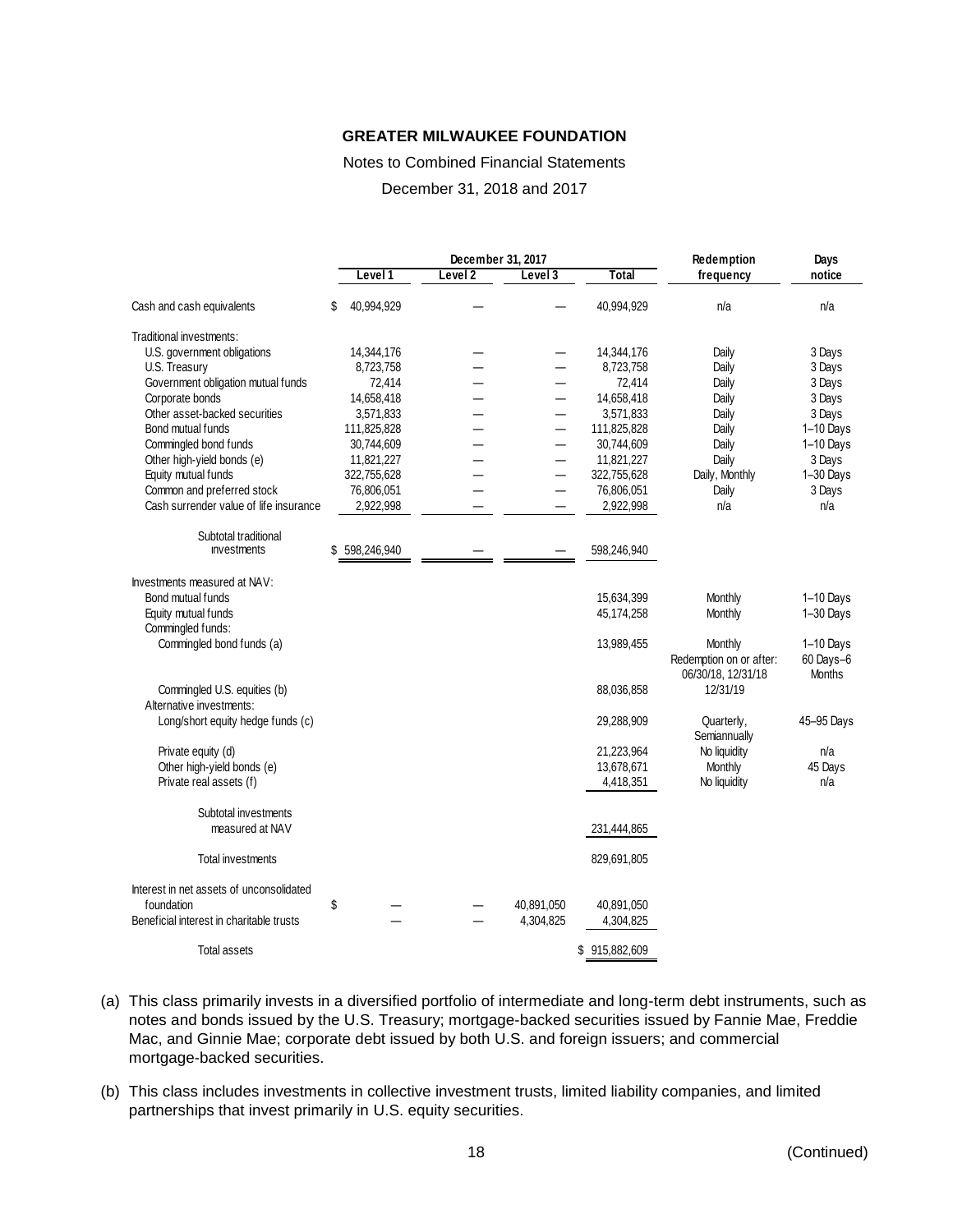**GREATER MILWAUKEE FOUNDATION**

Notes to Combined Financial Statements

December 31, 2018 and 2017

| | December 31, 2017 | | | | Redemption | Days |
|---|---|---|---|---|---|---|
| | Level 1 | Level 2 | Level 3 | Total | frequency | notice |
| Cash and cash equivalents | $ 40,994,929 | — | — | 40,994,929 | n/a | n/a |
| Traditional investments: | | | | | | |
| U.S. government obligations | 14,344,176 | — | — | 14,344,176 | Daily | 3 Days |
| U.S. Treasury | 8,723,758 | — | — | 8,723,758 | Daily | 3 Days |
| Government obligation mutual funds | 72,414 | — | — | 72,414 | Daily | 3 Days |
| Corporate bonds | 14,658,418 | — | — | 14,658,418 | Daily | 3 Days |
| Other asset-backed securities | 3,571,833 | — | — | 3,571,833 | Daily | 3 Days |
| Bond mutual funds | 111,825,828 | — | — | 111,825,828 | Daily | 1–10 Days |
| Commingled bond funds | 30,744,609 | — | — | 30,744,609 | Daily | 1–10 Days |
| Other high-yield bonds (e) | 11,821,227 | — | — | 11,821,227 | Daily | 3 Days |
| Equity mutual funds | 322,755,628 | — | — | 322,755,628 | Daily, Monthly | 1–30 Days |
| Common and preferred stock | 76,806,051 | — | — | 76,806,051 | Daily | 3 Days |
| Cash surrender value of life insurance | 2,922,998 | — | — | 2,922,998 | n/a | n/a |
| Subtotal traditional investments | $ 598,246,940 | — | — | 598,246,940 | | |
| Investments measured at NAV: | | | | | | |
| Bond mutual funds | | | | 15,634,399 | Monthly | 1–10 Days |
| Equity mutual funds | | | | 45,174,258 | Monthly | 1–30 Days |
| Commingled funds: | | | | | | |
| Commingled bond funds (a) | | | | 13,989,455 | Monthly | 1–10 Days |
| | | | | | Redemption on or after: 06/30/18, 12/31/18 | 60 Days–6 Months |
| Commingled U.S. equities (b) | | | | 88,036,858 | 12/31/19 | |
| Alternative investments: | | | | | | |
| Long/short equity hedge funds (c) | | | | 29,288,909 | Quarterly, Semiannually | 45–95 Days |
| Private equity (d) | | | | 21,223,964 | No liquidity | n/a |
| Other high-yield bonds (e) | | | | 13,678,671 | Monthly | 45 Days |
| Private real assets (f) | | | | 4,418,351 | No liquidity | n/a |
| Subtotal investments measured at NAV | | | | 231,444,865 | | |
| Total investments | | | | 829,691,805 | | |
| Interest in net assets of unconsolidated foundation | $ — | — | 40,891,050 | 40,891,050 | | |
| Beneficial interest in charitable trusts | — | — | 4,304,825 | 4,304,825 | | |
| Total assets | | | | $ 915,882,609 | | |

(a) This class primarily invests in a diversified portfolio of intermediate and long-term debt instruments, such as notes and bonds issued by the U.S. Treasury; mortgage-backed securities issued by Fannie Mae, Freddie Mac, and Ginnie Mae; corporate debt issued by both U.S. and foreign issuers; and commercial mortgage-backed securities.

(b) This class includes investments in collective investment trusts, limited liability companies, and limited partnerships that invest primarily in U.S. equity securities.

(Continued)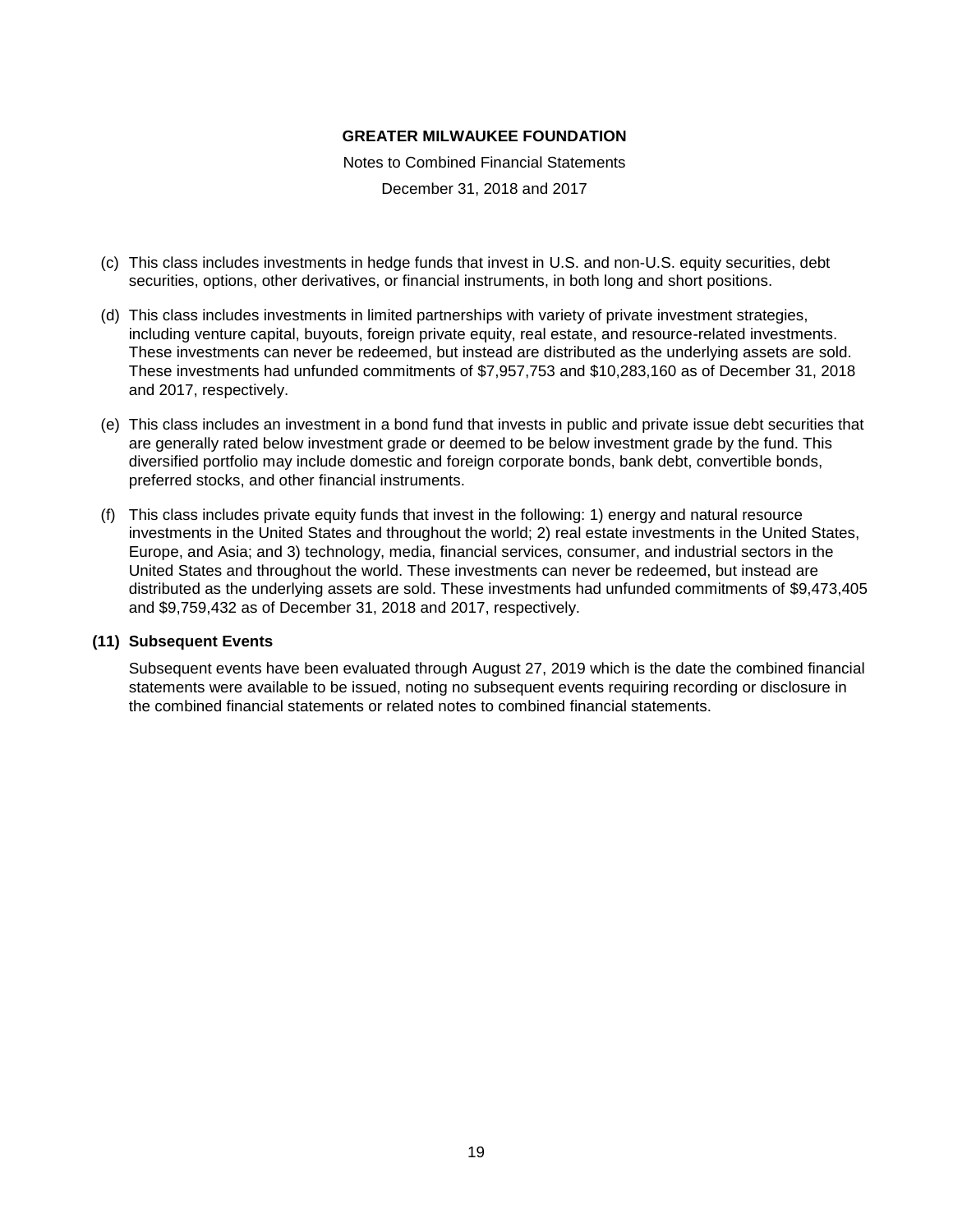(c) This class includes investments in hedge funds that invest in U.S. and non-U.S. equity securities, debt securities, options, other derivatives, or financial instruments, in both long and short positions.

(d) This class includes investments in limited partnerships with variety of private investment strategies, including venture capital, buyouts, foreign private equity, real estate, and resource-related investments. These investments can never be redeemed, but instead are distributed as the underlying assets are sold. These investments had unfunded commitments of $7,957,753 and $10,283,160 as of December 31, 2018 and 2017, respectively.

(e) This class includes an investment in a bond fund that invests in public and private issue debt securities that are generally rated below investment grade or deemed to be below investment grade by the fund. This diversified portfolio may include domestic and foreign corporate bonds, bank debt, convertible bonds, preferred stocks, and other financial instruments.

(f) This class includes private equity funds that invest in the following: 1) energy and natural resource investments in the United States and throughout the world; 2) real estate investments in the United States, Europe, and Asia; and 3) technology, media, financial services, consumer, and industrial sectors in the United States and throughout the world. These investments can never be redeemed, but instead are distributed as the underlying assets are sold. These investments had unfunded commitments of $9,473,405 and $9,759,432 as of December 31, 2018 and 2017, respectively.

## (11) Subsequent Events

Subsequent events have been evaluated through August 27, 2019 which is the date the combined financial statements were available to be issued, noting no subsequent events requiring recording or disclosure in the combined financial statements or related notes to combined financial statements.